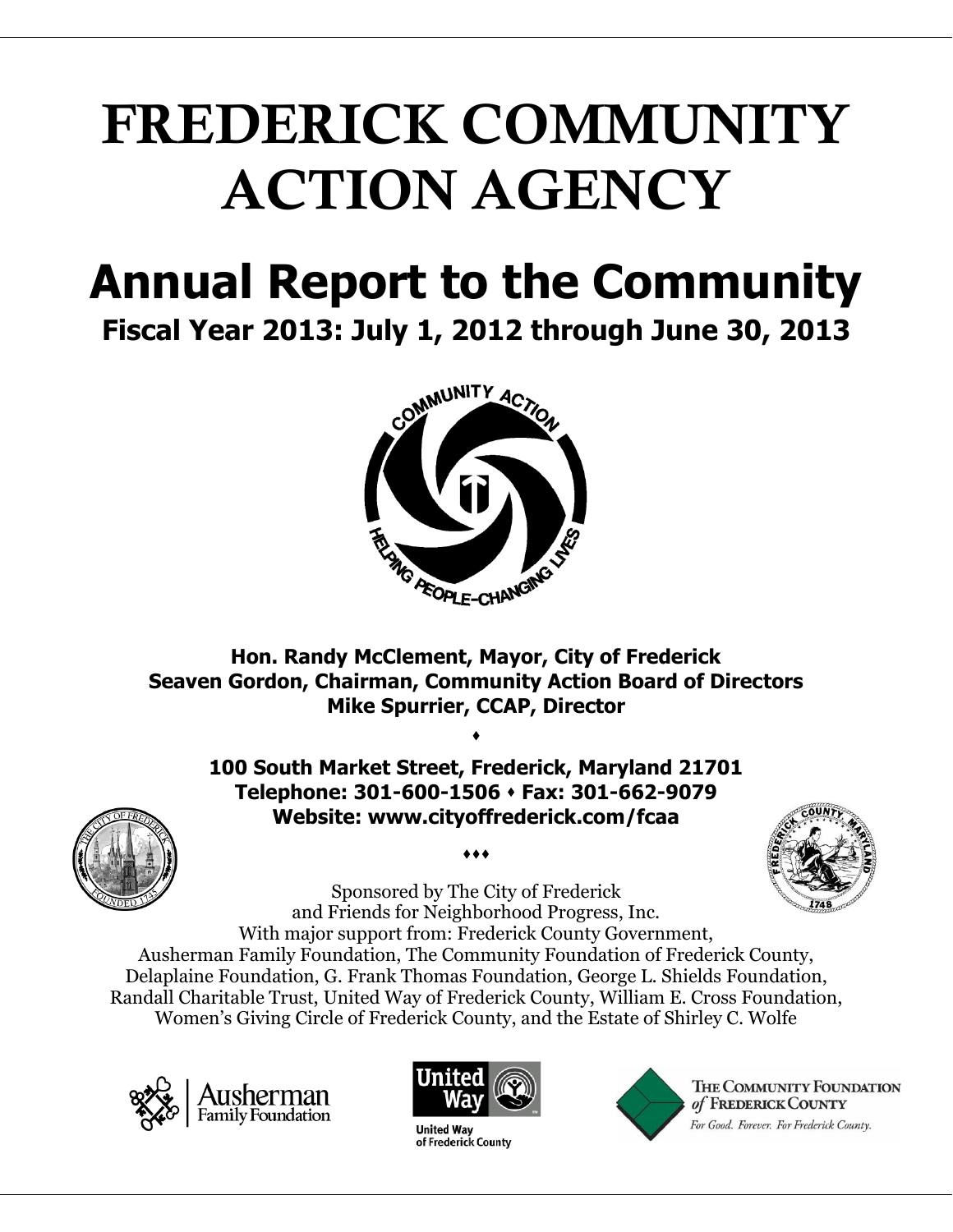# FREDERICK COMMUNITY ACTION AGENCY

# Annual Report to the Community

## Fiscal Year 2013: July 1, 2012 through June 30, 2013

**Hon. Randy McClement, Mayor, City of Frederick**
**Seaven Gordon, Chairman, Community Action Board of Directors**
**Mike Spurrier, CCAP, Director**

♦

**100 South Market Street, Frederick, Maryland 21701**
**Telephone: 301-600-1506 ⬩ Fax: 301-662-9079**
**Website: www.cityoffrederick.com/fcaa**

♦♦♦

Sponsored by The City of Frederick
and Friends for Neighborhood Progress, Inc.
With major support from: Frederick County Government,
Ausherman Family Foundation, The Community Foundation of Frederick County,
Delaplaine Foundation, G. Frank Thomas Foundation, George L. Shields Foundation,
Randall Charitable Trust, United Way of Frederick County, William E. Cross Foundation,
Women's Giving Circle of Frederick County, and the Estate of Shirley C. Wolfe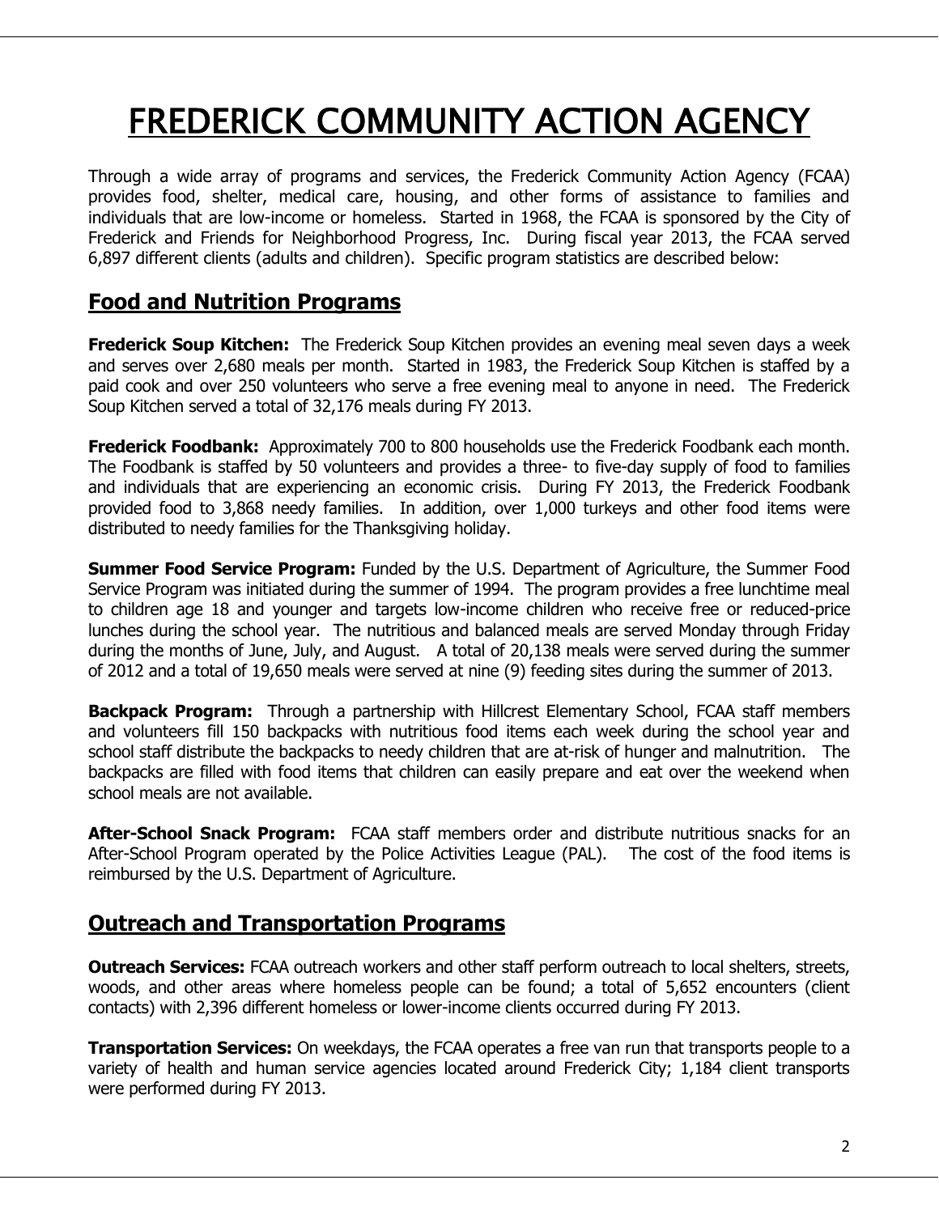# FREDERICK COMMUNITY ACTION AGENCY

Through a wide array of programs and services, the Frederick Community Action Agency (FCAA) provides food, shelter, medical care, housing, and other forms of assistance to families and individuals that are low-income or homeless. Started in 1968, the FCAA is sponsored by the City of Frederick and Friends for Neighborhood Progress, Inc. During fiscal year 2013, the FCAA served 6,897 different clients (adults and children). Specific program statistics are described below:

## Food and Nutrition Programs

**Frederick Soup Kitchen:** The Frederick Soup Kitchen provides an evening meal seven days a week and serves over 2,680 meals per month. Started in 1983, the Frederick Soup Kitchen is staffed by a paid cook and over 250 volunteers who serve a free evening meal to anyone in need. The Frederick Soup Kitchen served a total of 32,176 meals during FY 2013.

**Frederick Foodbank:** Approximately 700 to 800 households use the Frederick Foodbank each month. The Foodbank is staffed by 50 volunteers and provides a three- to five-day supply of food to families and individuals that are experiencing an economic crisis. During FY 2013, the Frederick Foodbank provided food to 3,868 needy families. In addition, over 1,000 turkeys and other food items were distributed to needy families for the Thanksgiving holiday.

**Summer Food Service Program:** Funded by the U.S. Department of Agriculture, the Summer Food Service Program was initiated during the summer of 1994. The program provides a free lunchtime meal to children age 18 and younger and targets low-income children who receive free or reduced-price lunches during the school year. The nutritious and balanced meals are served Monday through Friday during the months of June, July, and August. A total of 20,138 meals were served during the summer of 2012 and a total of 19,650 meals were served at nine (9) feeding sites during the summer of 2013.

**Backpack Program:** Through a partnership with Hillcrest Elementary School, FCAA staff members and volunteers fill 150 backpacks with nutritious food items each week during the school year and school staff distribute the backpacks to needy children that are at-risk of hunger and malnutrition. The backpacks are filled with food items that children can easily prepare and eat over the weekend when school meals are not available.

**After-School Snack Program:** FCAA staff members order and distribute nutritious snacks for an After-School Program operated by the Police Activities League (PAL). The cost of the food items is reimbursed by the U.S. Department of Agriculture.

## Outreach and Transportation Programs

**Outreach Services:** FCAA outreach workers and other staff perform outreach to local shelters, streets, woods, and other areas where homeless people can be found; a total of 5,652 encounters (client contacts) with 2,396 different homeless or lower-income clients occurred during FY 2013.

**Transportation Services:** On weekdays, the FCAA operates a free van run that transports people to a variety of health and human service agencies located around Frederick City; 1,184 client transports were performed during FY 2013.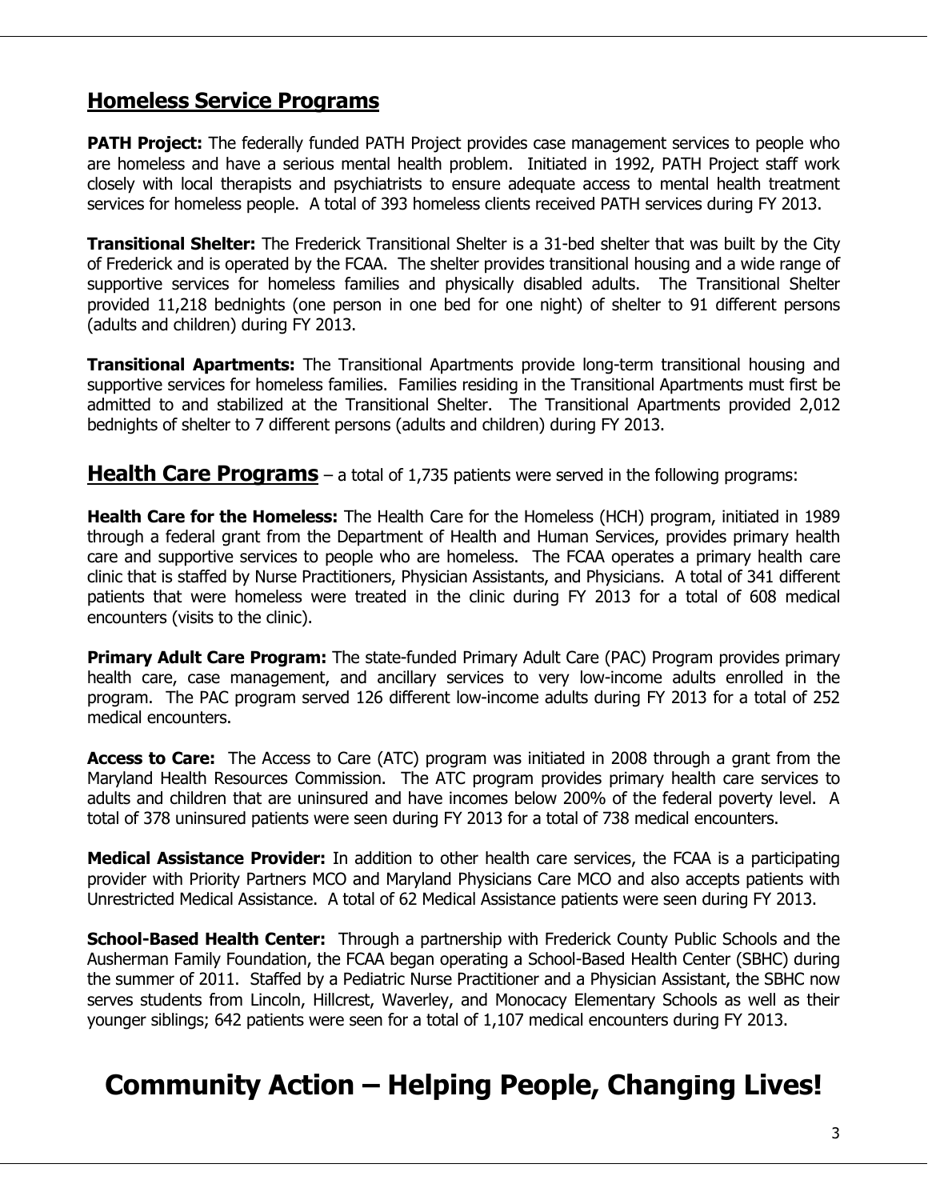## Homeless Service Programs

**PATH Project:** The federally funded PATH Project provides case management services to people who are homeless and have a serious mental health problem. Initiated in 1992, PATH Project staff work closely with local therapists and psychiatrists to ensure adequate access to mental health treatment services for homeless people. A total of 393 homeless clients received PATH services during FY 2013.

**Transitional Shelter:** The Frederick Transitional Shelter is a 31-bed shelter that was built by the City of Frederick and is operated by the FCAA. The shelter provides transitional housing and a wide range of supportive services for homeless families and physically disabled adults. The Transitional Shelter provided 11,218 bednights (one person in one bed for one night) of shelter to 91 different persons (adults and children) during FY 2013.

**Transitional Apartments:** The Transitional Apartments provide long-term transitional housing and supportive services for homeless families. Families residing in the Transitional Apartments must first be admitted to and stabilized at the Transitional Shelter. The Transitional Apartments provided 2,012 bednights of shelter to 7 different persons (adults and children) during FY 2013.

## Health Care Programs – a total of 1,735 patients were served in the following programs:

**Health Care for the Homeless:** The Health Care for the Homeless (HCH) program, initiated in 1989 through a federal grant from the Department of Health and Human Services, provides primary health care and supportive services to people who are homeless. The FCAA operates a primary health care clinic that is staffed by Nurse Practitioners, Physician Assistants, and Physicians. A total of 341 different patients that were homeless were treated in the clinic during FY 2013 for a total of 608 medical encounters (visits to the clinic).

**Primary Adult Care Program:** The state-funded Primary Adult Care (PAC) Program provides primary health care, case management, and ancillary services to very low-income adults enrolled in the program. The PAC program served 126 different low-income adults during FY 2013 for a total of 252 medical encounters.

**Access to Care:** The Access to Care (ATC) program was initiated in 2008 through a grant from the Maryland Health Resources Commission. The ATC program provides primary health care services to adults and children that are uninsured and have incomes below 200% of the federal poverty level. A total of 378 uninsured patients were seen during FY 2013 for a total of 738 medical encounters.

**Medical Assistance Provider:** In addition to other health care services, the FCAA is a participating provider with Priority Partners MCO and Maryland Physicians Care MCO and also accepts patients with Unrestricted Medical Assistance. A total of 62 Medical Assistance patients were seen during FY 2013.

**School-Based Health Center:** Through a partnership with Frederick County Public Schools and the Ausherman Family Foundation, the FCAA began operating a School-Based Health Center (SBHC) during the summer of 2011. Staffed by a Pediatric Nurse Practitioner and a Physician Assistant, the SBHC now serves students from Lincoln, Hillcrest, Waverley, and Monocacy Elementary Schools as well as their younger siblings; 642 patients were seen for a total of 1,107 medical encounters during FY 2013.

# Community Action – Helping People, Changing Lives!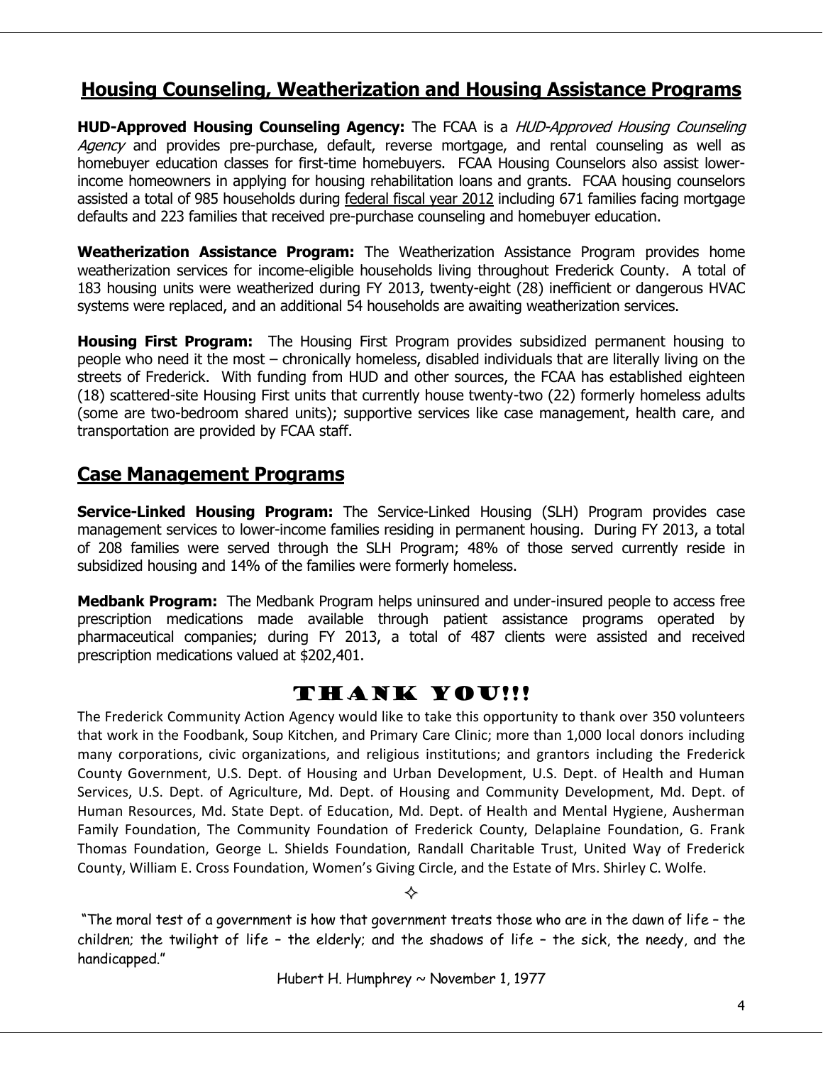## Housing Counseling, Weatherization and Housing Assistance Programs

**HUD-Approved Housing Counseling Agency:** The FCAA is a *HUD-Approved Housing Counseling Agency* and provides pre-purchase, default, reverse mortgage, and rental counseling as well as homebuyer education classes for first-time homebuyers. FCAA Housing Counselors also assist lower-income homeowners in applying for housing rehabilitation loans and grants. FCAA housing counselors assisted a total of 985 households during federal fiscal year 2012 including 671 families facing mortgage defaults and 223 families that received pre-purchase counseling and homebuyer education.

**Weatherization Assistance Program:** The Weatherization Assistance Program provides home weatherization services for income-eligible households living throughout Frederick County. A total of 183 housing units were weatherized during FY 2013, twenty-eight (28) inefficient or dangerous HVAC systems were replaced, and an additional 54 households are awaiting weatherization services.

**Housing First Program:** The Housing First Program provides subsidized permanent housing to people who need it the most – chronically homeless, disabled individuals that are literally living on the streets of Frederick. With funding from HUD and other sources, the FCAA has established eighteen (18) scattered-site Housing First units that currently house twenty-two (22) formerly homeless adults (some are two-bedroom shared units); supportive services like case management, health care, and transportation are provided by FCAA staff.

## Case Management Programs

**Service-Linked Housing Program:** The Service-Linked Housing (SLH) Program provides case management services to lower-income families residing in permanent housing. During FY 2013, a total of 208 families were served through the SLH Program; 48% of those served currently reside in subsidized housing and 14% of the families were formerly homeless.

**Medbank Program:** The Medbank Program helps uninsured and under-insured people to access free prescription medications made available through patient assistance programs operated by pharmaceutical companies; during FY 2013, a total of 487 clients were assisted and received prescription medications valued at $202,401.

## THANK YOU!!!

The Frederick Community Action Agency would like to take this opportunity to thank over 350 volunteers that work in the Foodbank, Soup Kitchen, and Primary Care Clinic; more than 1,000 local donors including many corporations, civic organizations, and religious institutions; and grantors including the Frederick County Government, U.S. Dept. of Housing and Urban Development, U.S. Dept. of Health and Human Services, U.S. Dept. of Agriculture, Md. Dept. of Housing and Community Development, Md. Dept. of Human Resources, Md. State Dept. of Education, Md. Dept. of Health and Mental Hygiene, Ausherman Family Foundation, The Community Foundation of Frederick County, Delaplaine Foundation, G. Frank Thomas Foundation, George L. Shields Foundation, Randall Charitable Trust, United Way of Frederick County, William E. Cross Foundation, Women's Giving Circle, and the Estate of Mrs. Shirley C. Wolfe.

✧

"The moral test of a government is how that government treats those who are in the dawn of life – the children; the twilight of life – the elderly; and the shadows of life – the sick, the needy, and the handicapped."

Hubert H. Humphrey ~ November 1, 1977